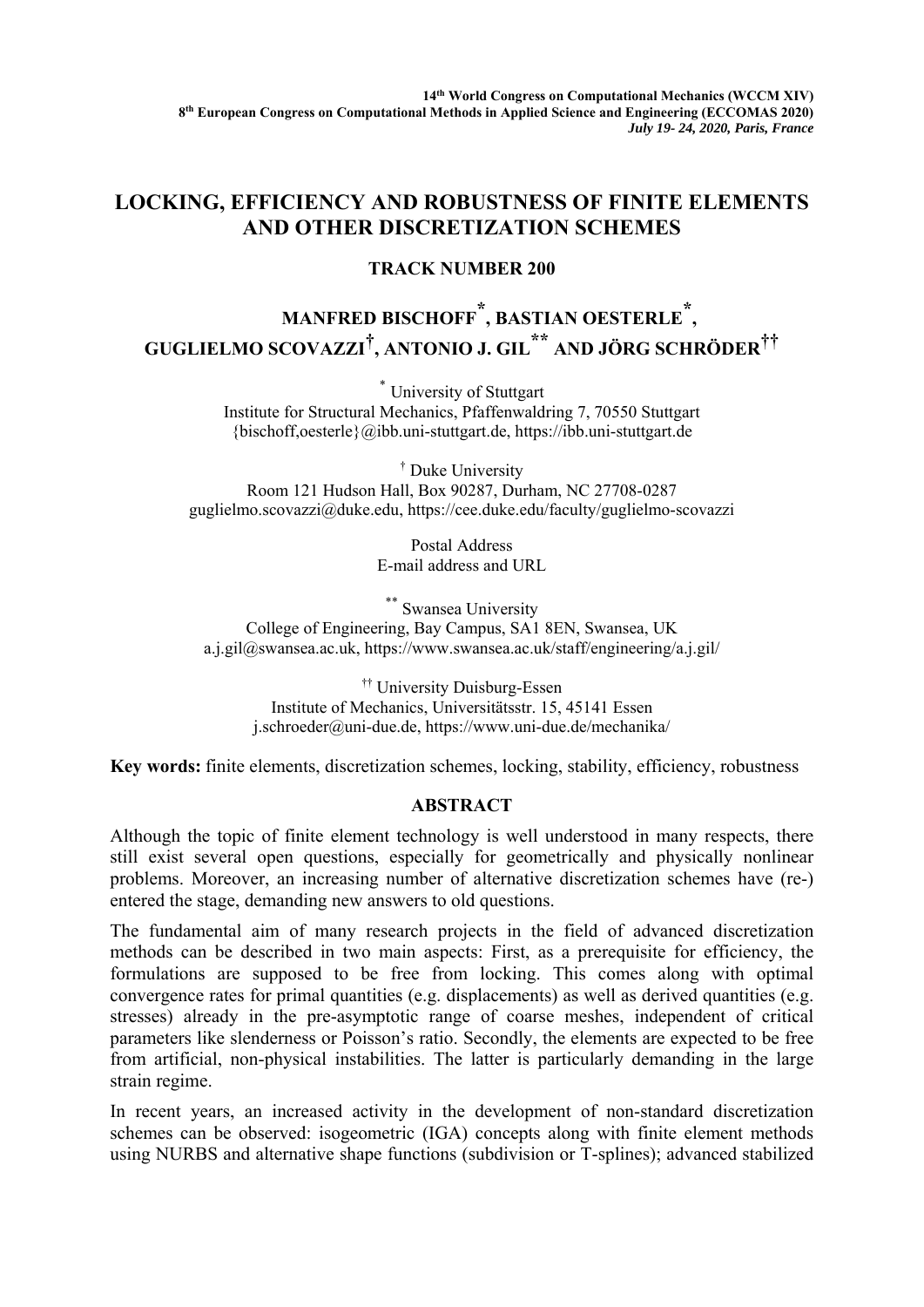14th World Congress on Computational Mechanics (WCCM XIV)
8th European Congress on Computational Methods in Applied Science and Engineering (ECCOMAS 2020)
*July 19- 24, 2020, Paris, France*

# LOCKING, EFFICIENCY AND ROBUSTNESS OF FINITE ELEMENTS AND OTHER DISCRETIZATION SCHEMES

**TRACK NUMBER 200**

**MANFRED BISCHOFF[*], BASTIAN OESTERLE[*], GUGLIELMO SCOVAZZI[†], ANTONIO J. GIL[**] AND JÖRG SCHRÖDER[††]**

[*] University of Stuttgart
Institute for Structural Mechanics, Pfaffenwaldring 7, 70550 Stuttgart
{bischoff,oesterle}@ibb.uni-stuttgart.de, https://ibb.uni-stuttgart.de

[†] Duke University
Room 121 Hudson Hall, Box 90287, Durham, NC 27708-0287
guglielmo.scovazzi@duke.edu, https://cee.duke.edu/faculty/guglielmo-scovazzi

Postal Address
E-mail address and URL

[**] Swansea University
College of Engineering, Bay Campus, SA1 8EN, Swansea, UK
a.j.gil@swansea.ac.uk, https://www.swansea.ac.uk/staff/engineering/a.j.gil/

[††] University Duisburg-Essen
Institute of Mechanics, Universitätsstr. 15, 45141 Essen
j.schroeder@uni-due.de, https://www.uni-due.de/mechanika/

**Key words:** finite elements, discretization schemes, locking, stability, efficiency, robustness

## ABSTRACT

Although the topic of finite element technology is well understood in many respects, there still exist several open questions, especially for geometrically and physically nonlinear problems. Moreover, an increasing number of alternative discretization schemes have (re-) entered the stage, demanding new answers to old questions.

The fundamental aim of many research projects in the field of advanced discretization methods can be described in two main aspects: First, as a prerequisite for efficiency, the formulations are supposed to be free from locking. This comes along with optimal convergence rates for primal quantities (e.g. displacements) as well as derived quantities (e.g. stresses) already in the pre-asymptotic range of coarse meshes, independent of critical parameters like slenderness or Poisson's ratio. Secondly, the elements are expected to be free from artificial, non-physical instabilities. The latter is particularly demanding in the large strain regime.

In recent years, an increased activity in the development of non-standard discretization schemes can be observed: isogeometric (IGA) concepts along with finite element methods using NURBS and alternative shape functions (subdivision or T-splines); advanced stabilized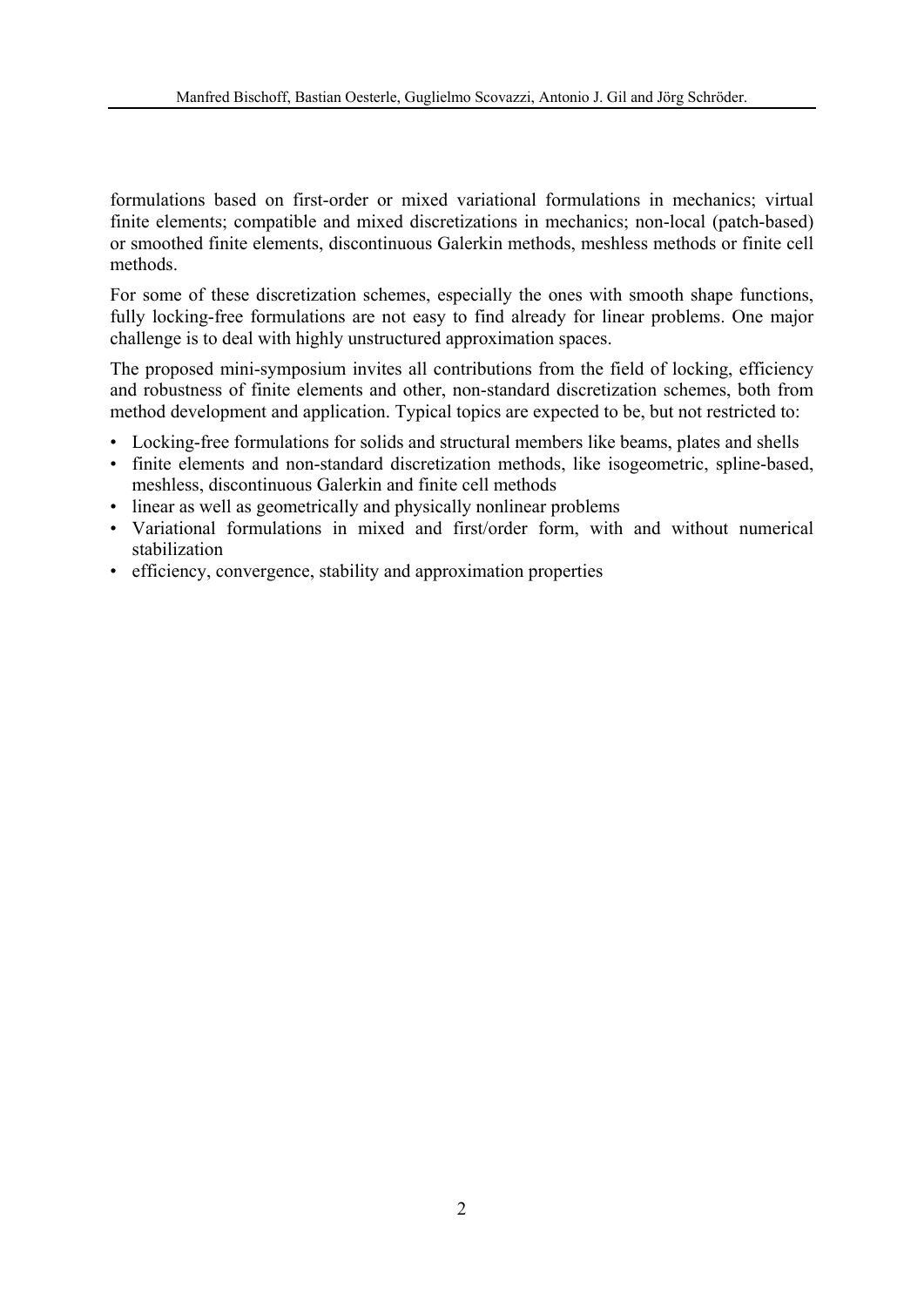formulations based on first-order or mixed variational formulations in mechanics; virtual finite elements; compatible and mixed discretizations in mechanics; non-local (patch-based) or smoothed finite elements, discontinuous Galerkin methods, meshless methods or finite cell methods.

For some of these discretization schemes, especially the ones with smooth shape functions, fully locking-free formulations are not easy to find already for linear problems. One major challenge is to deal with highly unstructured approximation spaces.

The proposed mini-symposium invites all contributions from the field of locking, efficiency and robustness of finite elements and other, non-standard discretization schemes, both from method development and application. Typical topics are expected to be, but not restricted to:

- Locking-free formulations for solids and structural members like beams, plates and shells
- finite elements and non-standard discretization methods, like isogeometric, spline-based, meshless, discontinuous Galerkin and finite cell methods
- linear as well as geometrically and physically nonlinear problems
- Variational formulations in mixed and first/order form, with and without numerical stabilization
- efficiency, convergence, stability and approximation properties